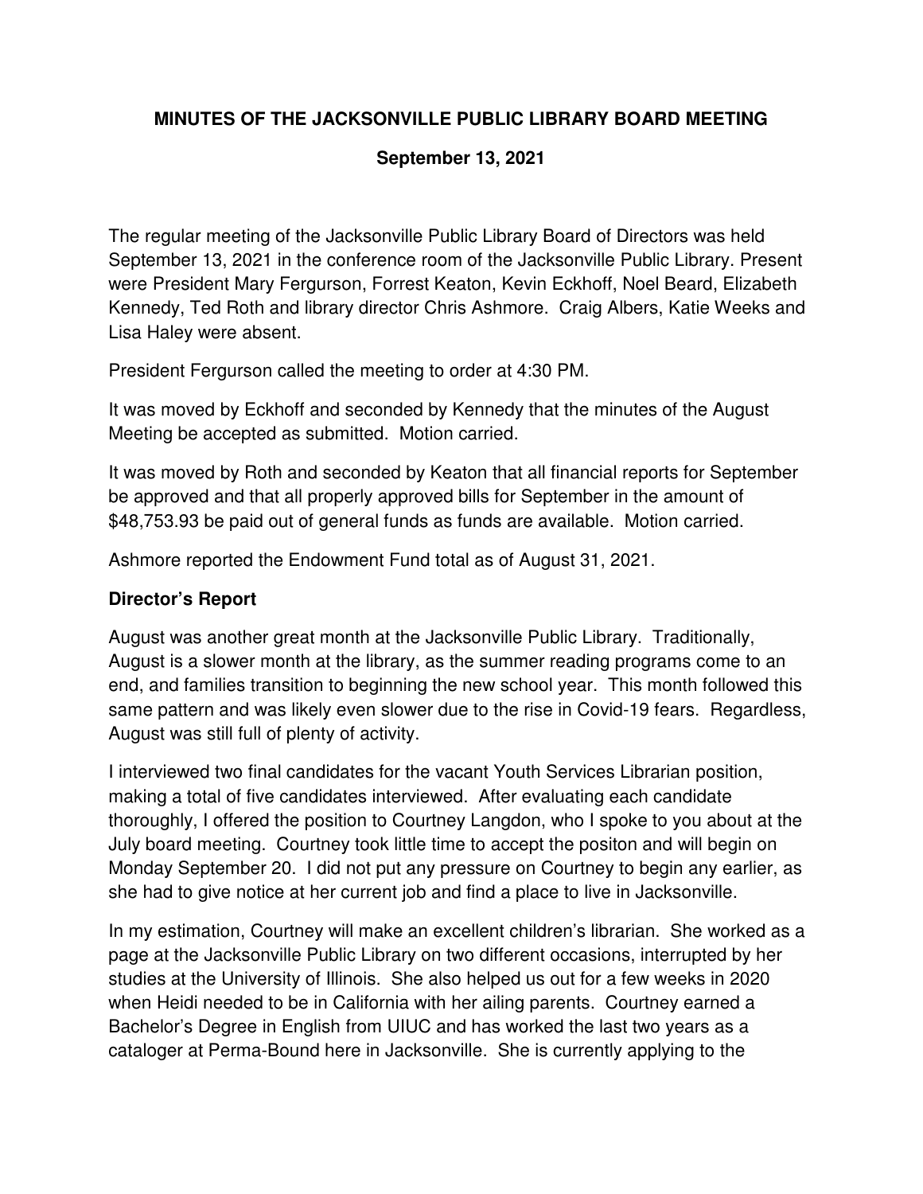**MINUTES OF THE JACKSONVILLE PUBLIC LIBRARY BOARD MEETING**

**September 13, 2021**

The regular meeting of the Jacksonville Public Library Board of Directors was held September 13, 2021 in the conference room of the Jacksonville Public Library. Present were President Mary Fergurson, Forrest Keaton, Kevin Eckhoff, Noel Beard, Elizabeth Kennedy, Ted Roth and library director Chris Ashmore. Craig Albers, Katie Weeks and Lisa Haley were absent.

President Fergurson called the meeting to order at 4:30 PM.

It was moved by Eckhoff and seconded by Kennedy that the minutes of the August Meeting be accepted as submitted. Motion carried.

It was moved by Roth and seconded by Keaton that all financial reports for September be approved and that all properly approved bills for September in the amount of $48,753.93 be paid out of general funds as funds are available. Motion carried.

Ashmore reported the Endowment Fund total as of August 31, 2021.

**Director's Report**

August was another great month at the Jacksonville Public Library. Traditionally, August is a slower month at the library, as the summer reading programs come to an end, and families transition to beginning the new school year. This month followed this same pattern and was likely even slower due to the rise in Covid-19 fears. Regardless, August was still full of plenty of activity.

I interviewed two final candidates for the vacant Youth Services Librarian position, making a total of five candidates interviewed. After evaluating each candidate thoroughly, I offered the position to Courtney Langdon, who I spoke to you about at the July board meeting. Courtney took little time to accept the positon and will begin on Monday September 20. I did not put any pressure on Courtney to begin any earlier, as she had to give notice at her current job and find a place to live in Jacksonville.

In my estimation, Courtney will make an excellent children's librarian. She worked as a page at the Jacksonville Public Library on two different occasions, interrupted by her studies at the University of Illinois. She also helped us out for a few weeks in 2020 when Heidi needed to be in California with her ailing parents. Courtney earned a Bachelor's Degree in English from UIUC and has worked the last two years as a cataloger at Perma-Bound here in Jacksonville. She is currently applying to the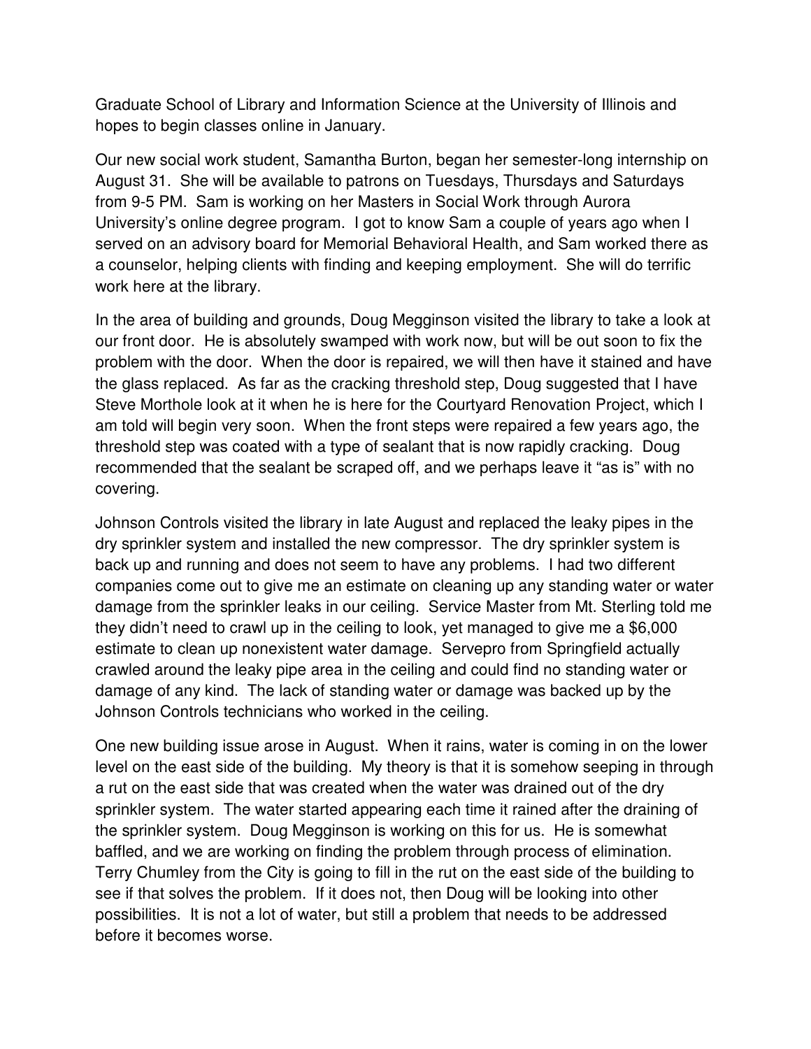Graduate School of Library and Information Science at the University of Illinois and hopes to begin classes online in January.

Our new social work student, Samantha Burton, began her semester-long internship on August 31. She will be available to patrons on Tuesdays, Thursdays and Saturdays from 9-5 PM. Sam is working on her Masters in Social Work through Aurora University's online degree program. I got to know Sam a couple of years ago when I served on an advisory board for Memorial Behavioral Health, and Sam worked there as a counselor, helping clients with finding and keeping employment. She will do terrific work here at the library.

In the area of building and grounds, Doug Megginson visited the library to take a look at our front door. He is absolutely swamped with work now, but will be out soon to fix the problem with the door. When the door is repaired, we will then have it stained and have the glass replaced. As far as the cracking threshold step, Doug suggested that I have Steve Morthole look at it when he is here for the Courtyard Renovation Project, which I am told will begin very soon. When the front steps were repaired a few years ago, the threshold step was coated with a type of sealant that is now rapidly cracking. Doug recommended that the sealant be scraped off, and we perhaps leave it "as is" with no covering.

Johnson Controls visited the library in late August and replaced the leaky pipes in the dry sprinkler system and installed the new compressor. The dry sprinkler system is back up and running and does not seem to have any problems. I had two different companies come out to give me an estimate on cleaning up any standing water or water damage from the sprinkler leaks in our ceiling. Service Master from Mt. Sterling told me they didn't need to crawl up in the ceiling to look, yet managed to give me a $6,000 estimate to clean up nonexistent water damage. Servepro from Springfield actually crawled around the leaky pipe area in the ceiling and could find no standing water or damage of any kind. The lack of standing water or damage was backed up by the Johnson Controls technicians who worked in the ceiling.

One new building issue arose in August. When it rains, water is coming in on the lower level on the east side of the building. My theory is that it is somehow seeping in through a rut on the east side that was created when the water was drained out of the dry sprinkler system. The water started appearing each time it rained after the draining of the sprinkler system. Doug Megginson is working on this for us. He is somewhat baffled, and we are working on finding the problem through process of elimination. Terry Chumley from the City is going to fill in the rut on the east side of the building to see if that solves the problem. If it does not, then Doug will be looking into other possibilities. It is not a lot of water, but still a problem that needs to be addressed before it becomes worse.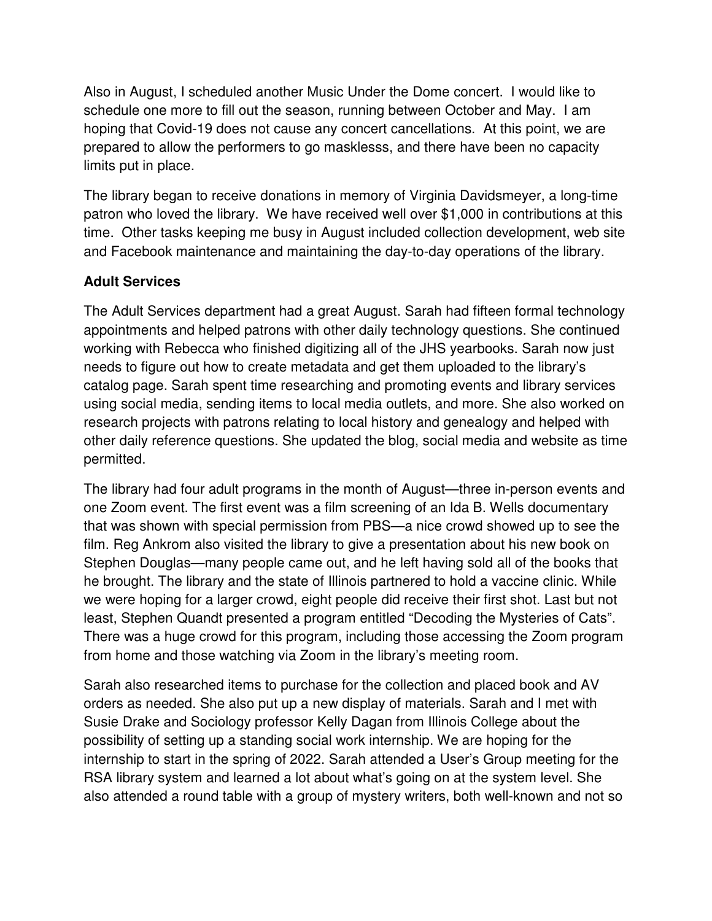Also in August, I scheduled another Music Under the Dome concert. I would like to schedule one more to fill out the season, running between October and May. I am hoping that Covid-19 does not cause any concert cancellations. At this point, we are prepared to allow the performers to go masklesss, and there have been no capacity limits put in place.

The library began to receive donations in memory of Virginia Davidsmeyer, a long-time patron who loved the library. We have received well over $1,000 in contributions at this time. Other tasks keeping me busy in August included collection development, web site and Facebook maintenance and maintaining the day-to-day operations of the library.

**Adult Services**

The Adult Services department had a great August. Sarah had fifteen formal technology appointments and helped patrons with other daily technology questions. She continued working with Rebecca who finished digitizing all of the JHS yearbooks. Sarah now just needs to figure out how to create metadata and get them uploaded to the library's catalog page. Sarah spent time researching and promoting events and library services using social media, sending items to local media outlets, and more. She also worked on research projects with patrons relating to local history and genealogy and helped with other daily reference questions. She updated the blog, social media and website as time permitted.

The library had four adult programs in the month of August—three in-person events and one Zoom event. The first event was a film screening of an Ida B. Wells documentary that was shown with special permission from PBS—a nice crowd showed up to see the film. Reg Ankrom also visited the library to give a presentation about his new book on Stephen Douglas—many people came out, and he left having sold all of the books that he brought. The library and the state of Illinois partnered to hold a vaccine clinic. While we were hoping for a larger crowd, eight people did receive their first shot. Last but not least, Stephen Quandt presented a program entitled "Decoding the Mysteries of Cats". There was a huge crowd for this program, including those accessing the Zoom program from home and those watching via Zoom in the library's meeting room.

Sarah also researched items to purchase for the collection and placed book and AV orders as needed. She also put up a new display of materials. Sarah and I met with Susie Drake and Sociology professor Kelly Dagan from Illinois College about the possibility of setting up a standing social work internship. We are hoping for the internship to start in the spring of 2022. Sarah attended a User's Group meeting for the RSA library system and learned a lot about what's going on at the system level. She also attended a round table with a group of mystery writers, both well-known and not so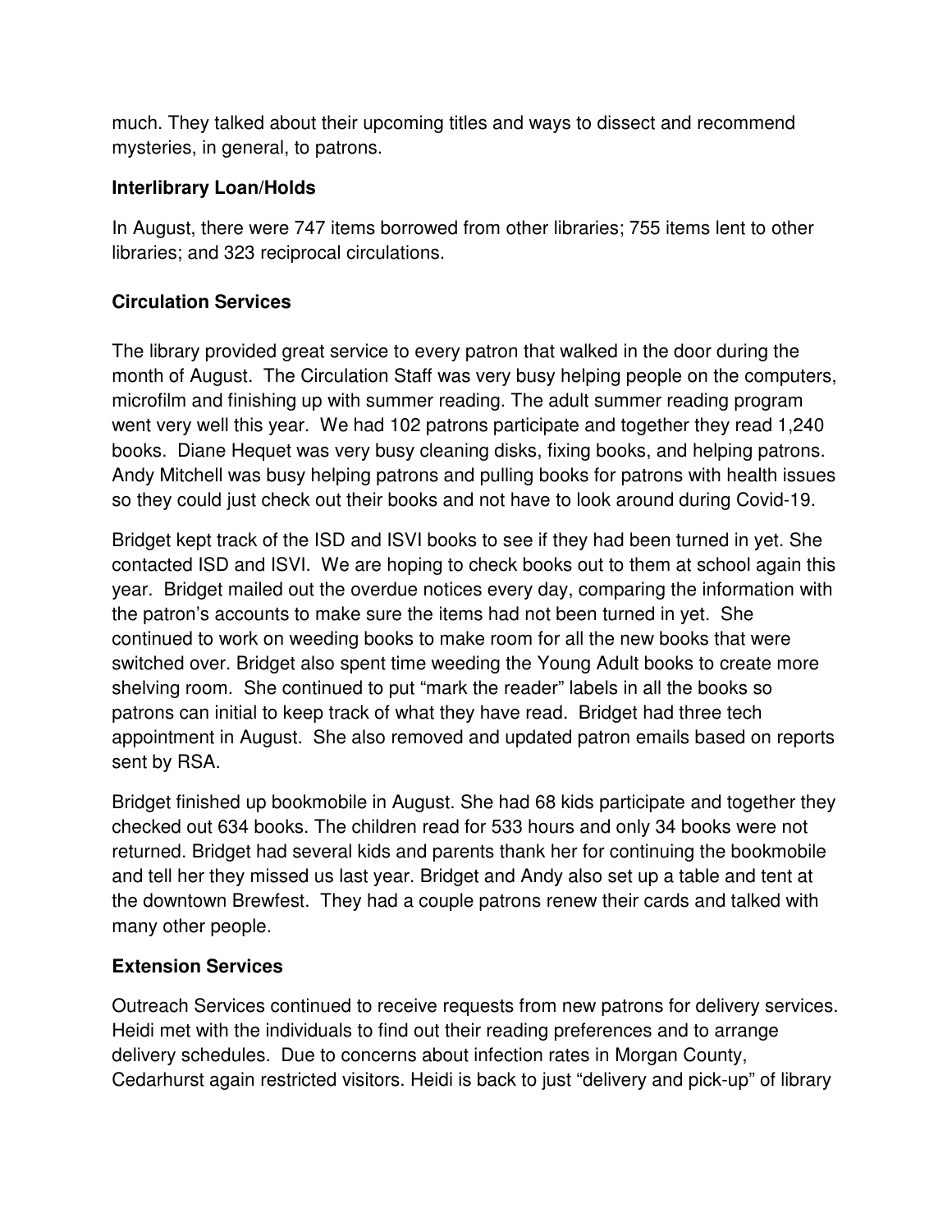much. They talked about their upcoming titles and ways to dissect and recommend mysteries, in general, to patrons.

**Interlibrary Loan/Holds**

In August, there were 747 items borrowed from other libraries; 755 items lent to other libraries; and 323 reciprocal circulations.

**Circulation Services**

The library provided great service to every patron that walked in the door during the month of August. The Circulation Staff was very busy helping people on the computers, microfilm and finishing up with summer reading. The adult summer reading program went very well this year. We had 102 patrons participate and together they read 1,240 books. Diane Hequet was very busy cleaning disks, fixing books, and helping patrons. Andy Mitchell was busy helping patrons and pulling books for patrons with health issues so they could just check out their books and not have to look around during Covid-19.

Bridget kept track of the ISD and ISVI books to see if they had been turned in yet. She contacted ISD and ISVI. We are hoping to check books out to them at school again this year. Bridget mailed out the overdue notices every day, comparing the information with the patron's accounts to make sure the items had not been turned in yet. She continued to work on weeding books to make room for all the new books that were switched over. Bridget also spent time weeding the Young Adult books to create more shelving room. She continued to put "mark the reader" labels in all the books so patrons can initial to keep track of what they have read. Bridget had three tech appointment in August. She also removed and updated patron emails based on reports sent by RSA.

Bridget finished up bookmobile in August. She had 68 kids participate and together they checked out 634 books. The children read for 533 hours and only 34 books were not returned. Bridget had several kids and parents thank her for continuing the bookmobile and tell her they missed us last year. Bridget and Andy also set up a table and tent at the downtown Brewfest. They had a couple patrons renew their cards and talked with many other people.

**Extension Services**

Outreach Services continued to receive requests from new patrons for delivery services. Heidi met with the individuals to find out their reading preferences and to arrange delivery schedules. Due to concerns about infection rates in Morgan County, Cedarhurst again restricted visitors. Heidi is back to just "delivery and pick-up" of library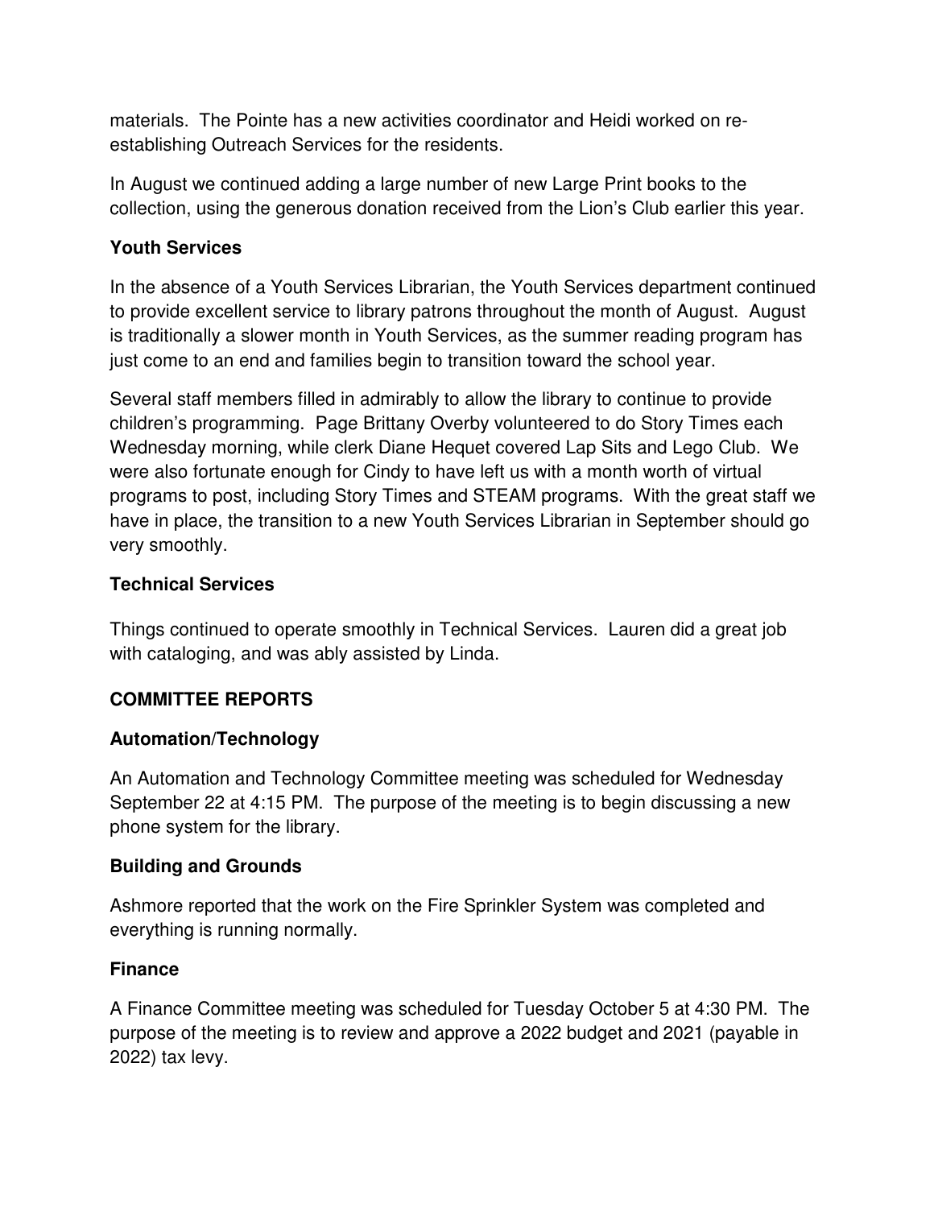materials. The Pointe has a new activities coordinator and Heidi worked on re-establishing Outreach Services for the residents.

In August we continued adding a large number of new Large Print books to the collection, using the generous donation received from the Lion's Club earlier this year.

### Youth Services

In the absence of a Youth Services Librarian, the Youth Services department continued to provide excellent service to library patrons throughout the month of August. August is traditionally a slower month in Youth Services, as the summer reading program has just come to an end and families begin to transition toward the school year.

Several staff members filled in admirably to allow the library to continue to provide children's programming. Page Brittany Overby volunteered to do Story Times each Wednesday morning, while clerk Diane Hequet covered Lap Sits and Lego Club. We were also fortunate enough for Cindy to have left us with a month worth of virtual programs to post, including Story Times and STEAM programs. With the great staff we have in place, the transition to a new Youth Services Librarian in September should go very smoothly.

### Technical Services

Things continued to operate smoothly in Technical Services. Lauren did a great job with cataloging, and was ably assisted by Linda.

## COMMITTEE REPORTS

### Automation/Technology

An Automation and Technology Committee meeting was scheduled for Wednesday September 22 at 4:15 PM. The purpose of the meeting is to begin discussing a new phone system for the library.

### Building and Grounds

Ashmore reported that the work on the Fire Sprinkler System was completed and everything is running normally.

### Finance

A Finance Committee meeting was scheduled for Tuesday October 5 at 4:30 PM. The purpose of the meeting is to review and approve a 2022 budget and 2021 (payable in 2022) tax levy.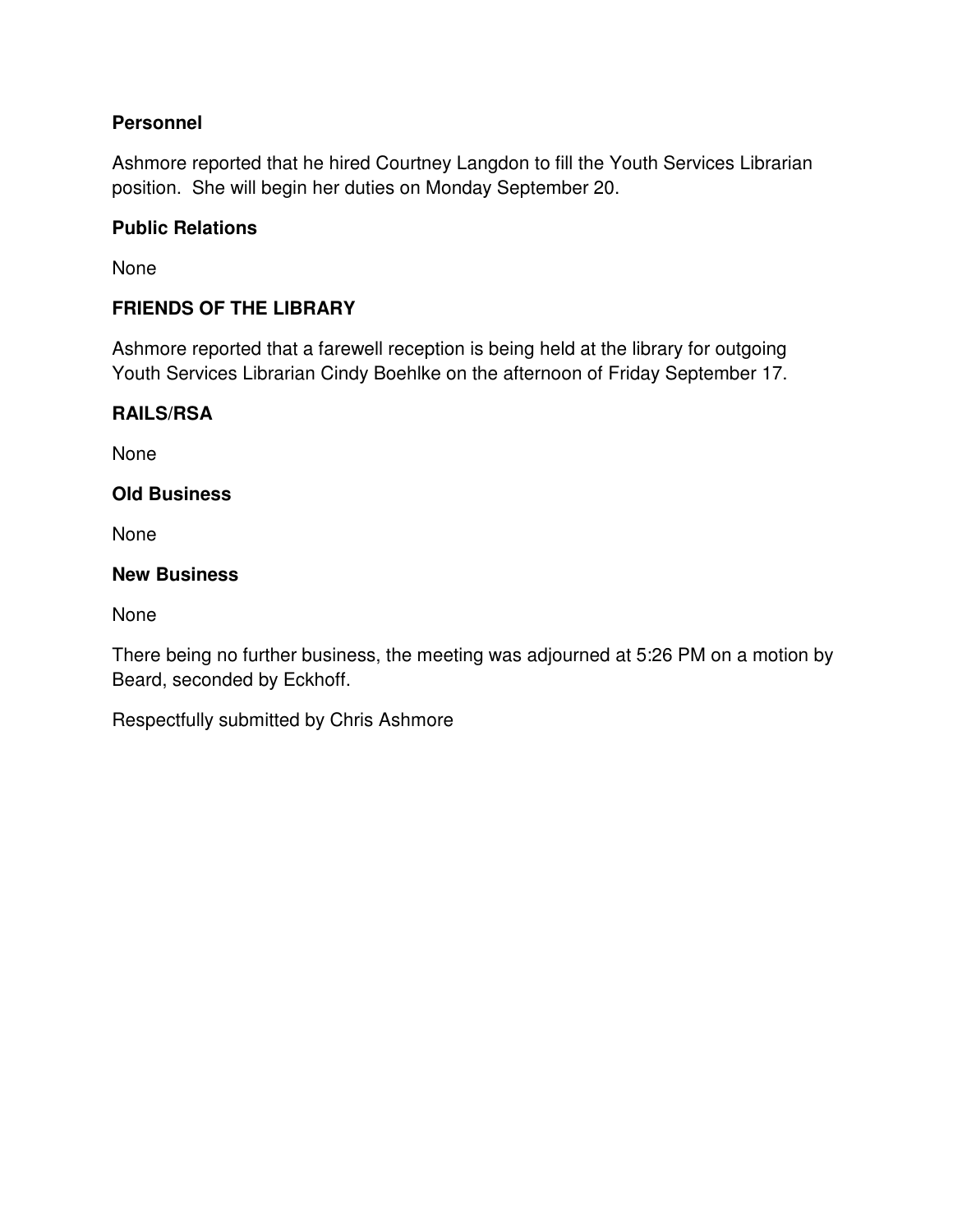**Personnel**

Ashmore reported that he hired Courtney Langdon to fill the Youth Services Librarian position. She will begin her duties on Monday September 20.

**Public Relations**

None

**FRIENDS OF THE LIBRARY**

Ashmore reported that a farewell reception is being held at the library for outgoing Youth Services Librarian Cindy Boehlke on the afternoon of Friday September 17.

**RAILS/RSA**

None

**Old Business**

None

**New Business**

None

There being no further business, the meeting was adjourned at 5:26 PM on a motion by Beard, seconded by Eckhoff.

Respectfully submitted by Chris Ashmore